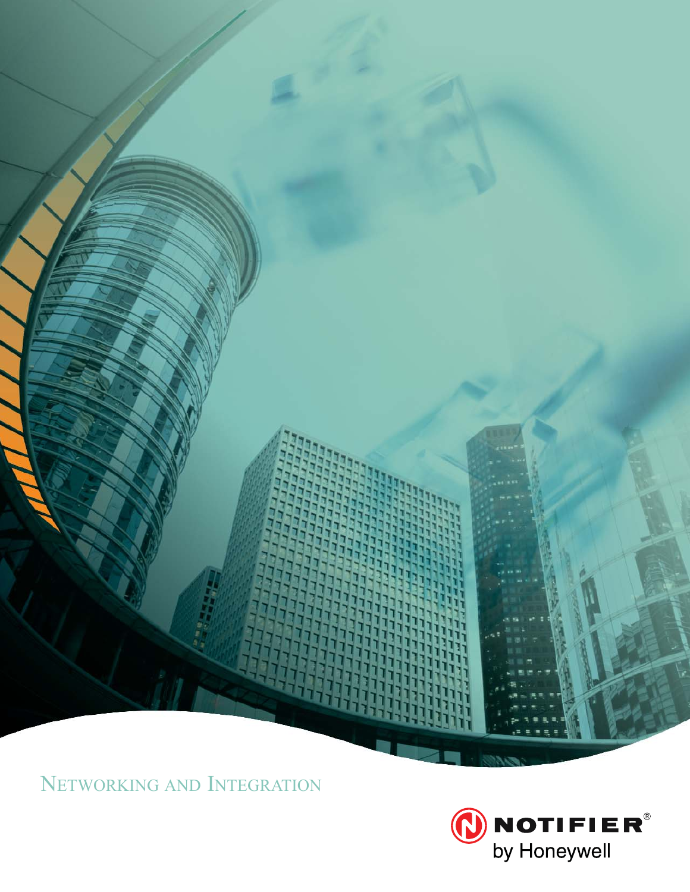# Networking and Integration

NOTIFIER®
by Honeywell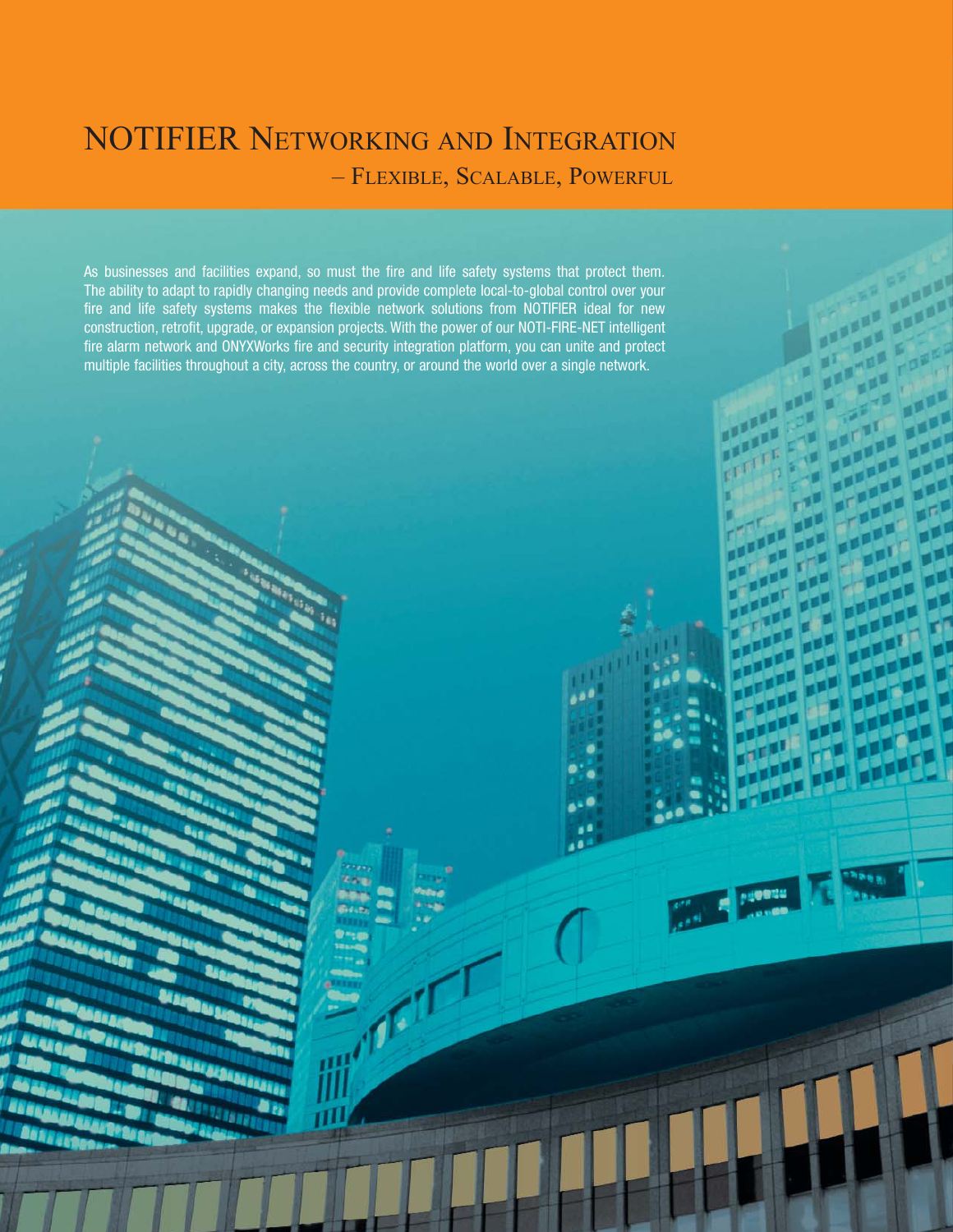# NOTIFIER Networking and Integration

## – Flexible, Scalable, Powerful

As businesses and facilities expand, so must the fire and life safety systems that protect them. The ability to adapt to rapidly changing needs and provide complete local-to-global control over your fire and life safety systems makes the flexible network solutions from NOTIFIER ideal for new construction, retrofit, upgrade, or expansion projects. With the power of our NOTI-FIRE-NET intelligent fire alarm network and ONYXWorks fire and security integration platform, you can unite and protect multiple facilities throughout a city, across the country, or around the world over a single network.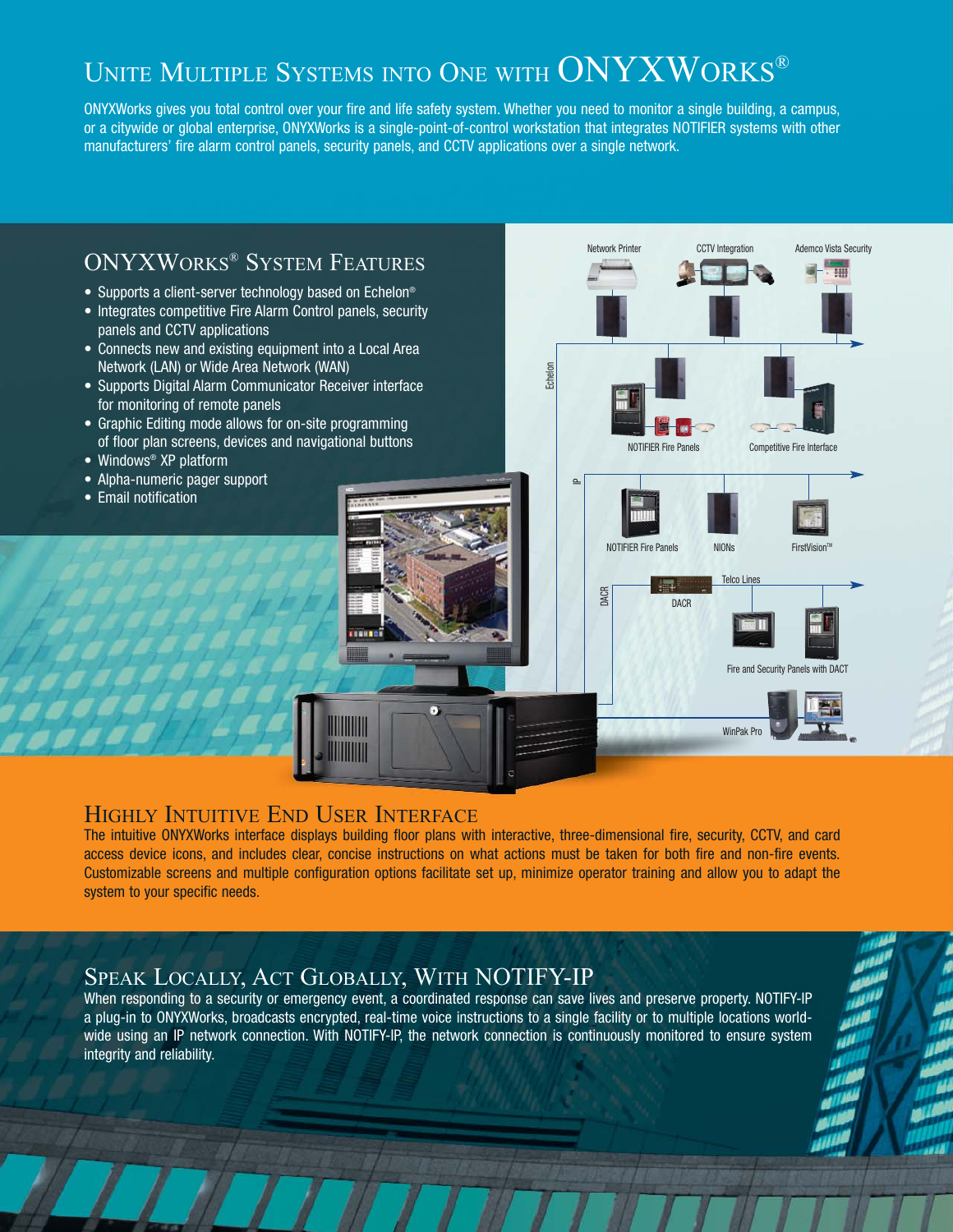# Unite Multiple Systems into One with ONYXWorks®

ONYXWorks gives you total control over your fire and life safety system. Whether you need to monitor a single building, a campus, or a citywide or global enterprise, ONYXWorks is a single-point-of-control workstation that integrates NOTIFIER systems with other manufacturers' fire alarm control panels, security panels, and CCTV applications over a single network.

## ONYXWorks® System Features

- Supports a client-server technology based on Echelon®
- Integrates competitive Fire Alarm Control panels, security panels and CCTV applications
- Connects new and existing equipment into a Local Area Network (LAN) or Wide Area Network (WAN)
- Supports Digital Alarm Communicator Receiver interface for monitoring of remote panels
- Graphic Editing mode allows for on-site programming of floor plan screens, devices and navigational buttons
- Windows® XP platform
- Alpha-numeric pager support
- Email notification

Network Printer

CCTV Integration

Ademco Vista Security

Echelon

NOTIFIER Fire Panels

Competitive Fire Interface

IP

NOTIFIER Fire Panels

NIONs

FirstVision™

DACR

Telco Lines

DACR

Fire and Security Panels with DACT

WinPak Pro

## Highly Intuitive End User Interface

The intuitive ONYXWorks interface displays building floor plans with interactive, three-dimensional fire, security, CCTV, and card access device icons, and includes clear, concise instructions on what actions must be taken for both fire and non-fire events. Customizable screens and multiple configuration options facilitate set up, minimize operator training and allow you to adapt the system to your specific needs.

## Speak Locally, Act Globally, With NOTIFY-IP

When responding to a security or emergency event, a coordinated response can save lives and preserve property. NOTIFY-IP a plug-in to ONYXWorks, broadcasts encrypted, real-time voice instructions to a single facility or to multiple locations world-wide using an IP network connection. With NOTIFY-IP, the network connection is continuously monitored to ensure system integrity and reliability.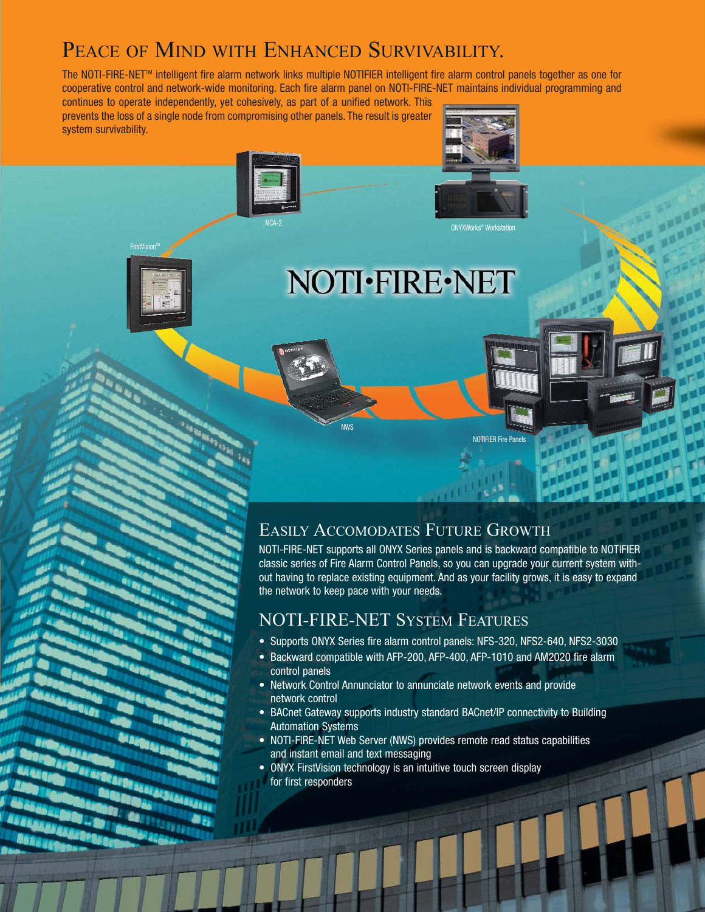# Peace of Mind with Enhanced Survivability.

The NOTI-FIRE-NET™ intelligent fire alarm network links multiple NOTIFIER intelligent fire alarm control panels together as one for cooperative control and network-wide monitoring. Each fire alarm panel on NOTI-FIRE-NET maintains individual programming and continues to operate independently, yet cohesively, as part of a unified network. This prevents the loss of a single node from compromising other panels. The result is greater system survivability.

NCA-2

ONYXWorks® Workstation

FirstVision™

NOTI•FIRE•NET

NWS

NOTIFIER Fire Panels

## Easily Accomodates Future Growth

NOTI-FIRE-NET supports all ONYX Series panels and is backward compatible to NOTIFIER classic series of Fire Alarm Control Panels, so you can upgrade your current system without having to replace existing equipment. And as your facility grows, it is easy to expand the network to keep pace with your needs.

## NOTI-FIRE-NET System Features

- Supports ONYX Series fire alarm control panels: NFS-320, NFS2-640, NFS2-3030
- Backward compatible with AFP-200, AFP-400, AFP-1010 and AM2020 fire alarm control panels
- Network Control Annunciator to annunciate network events and provide network control
- BACnet Gateway supports industry standard BACnet/IP connectivity to Building Automation Systems
- NOTI-FIRE-NET Web Server (NWS) provides remote read status capabilities and instant email and text messaging
- ONYX FirstVision technology is an intuitive touch screen display for first responders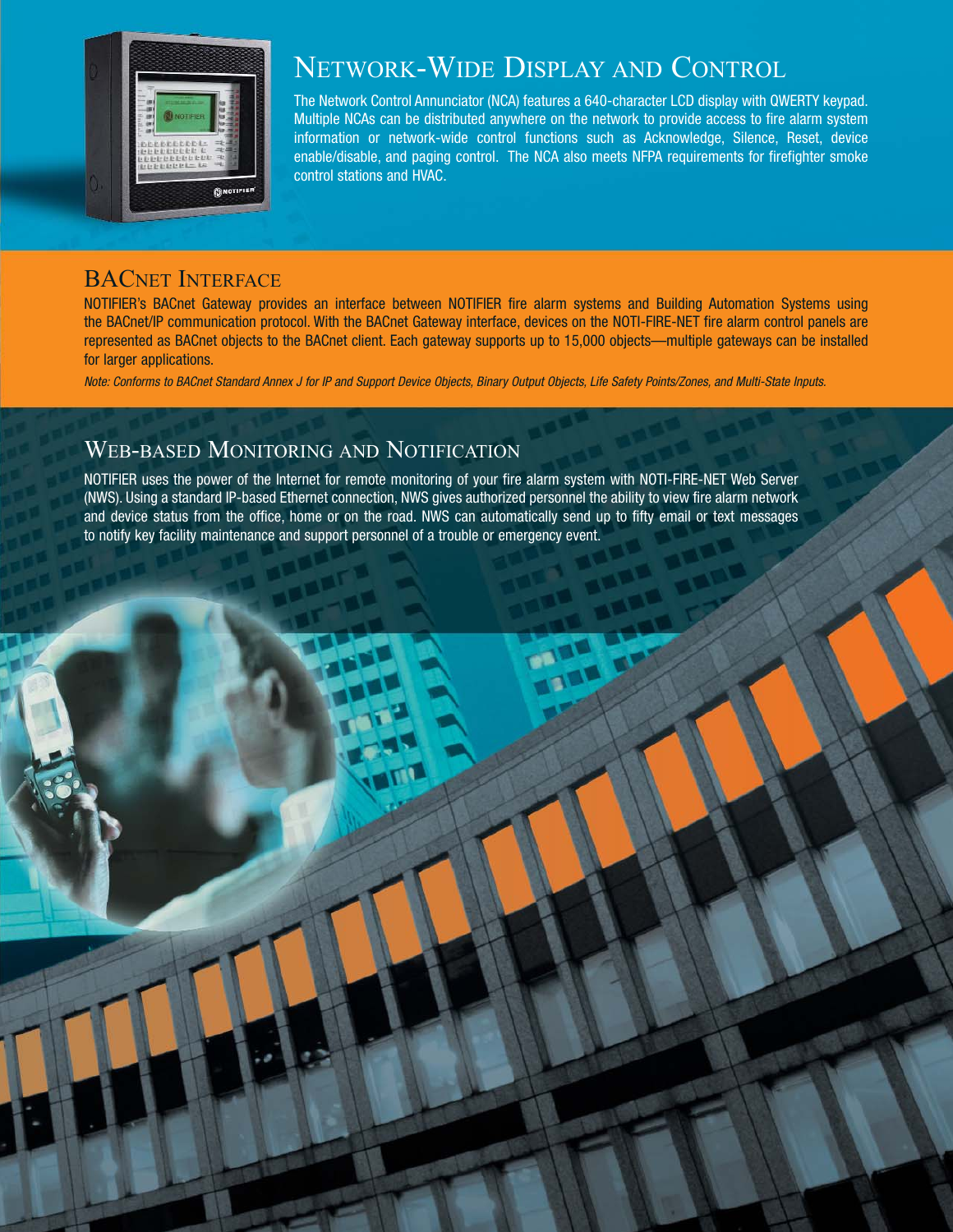## Network-Wide Display and Control

The Network Control Annunciator (NCA) features a 640-character LCD display with QWERTY keypad. Multiple NCAs can be distributed anywhere on the network to provide access to fire alarm system information or network-wide control functions such as Acknowledge, Silence, Reset, device enable/disable, and paging control. The NCA also meets NFPA requirements for firefighter smoke control stations and HVAC.

## BACnet Interface

NOTIFIER's BACnet Gateway provides an interface between NOTIFIER fire alarm systems and Building Automation Systems using the BACnet/IP communication protocol. With the BACnet Gateway interface, devices on the NOTI-FIRE-NET fire alarm control panels are represented as BACnet objects to the BACnet client. Each gateway supports up to 15,000 objects—multiple gateways can be installed for larger applications.

*Note: Conforms to BACnet Standard Annex J for IP and Support Device Objects, Binary Output Objects, Life Safety Points/Zones, and Multi-State Inputs.*

## Web-based Monitoring and Notification

NOTIFIER uses the power of the Internet for remote monitoring of your fire alarm system with NOTI-FIRE-NET Web Server (NWS). Using a standard IP-based Ethernet connection, NWS gives authorized personnel the ability to view fire alarm network and device status from the office, home or on the road. NWS can automatically send up to fifty email or text messages to notify key facility maintenance and support personnel of a trouble or emergency event.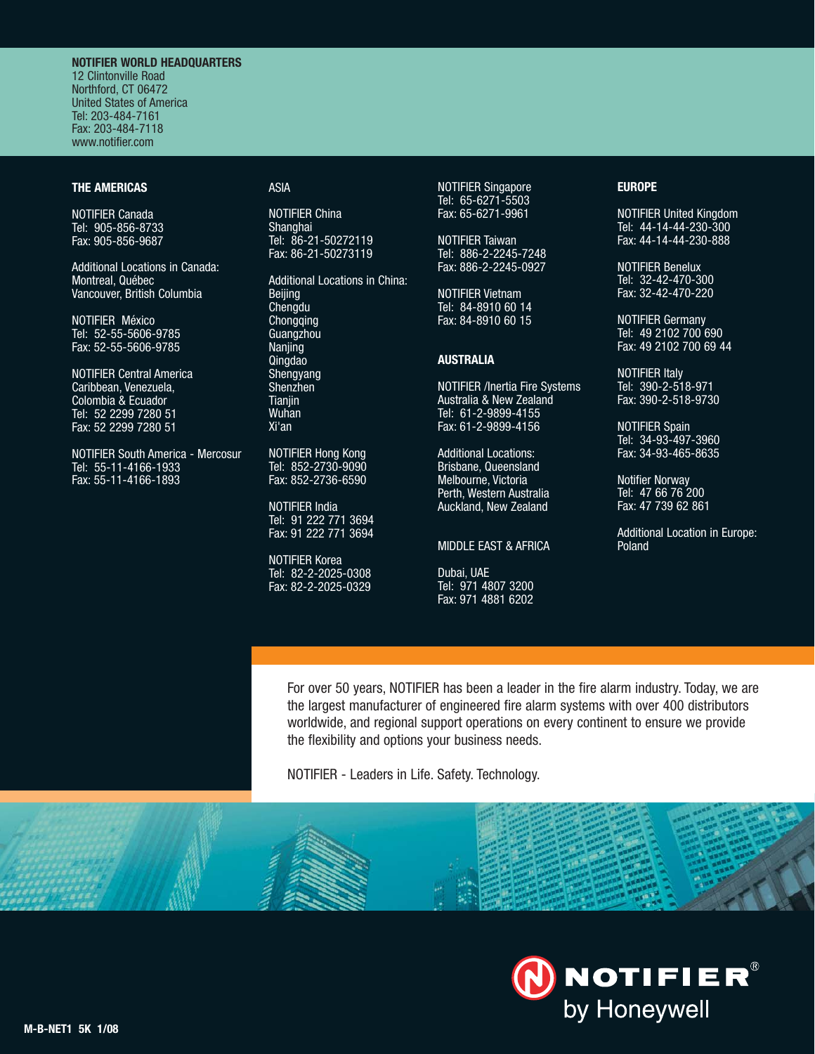**NOTIFIER WORLD HEADQUARTERS**
12 Clintonville Road
Northford, CT 06472
United States of America
Tel: 203-484-7161
Fax: 203-484-7118
www.notifier.com

## THE AMERICAS

NOTIFIER Canada
Tel: 905-856-8733
Fax: 905-856-9687

Additional Locations in Canada:
Montreal, Québec
Vancouver, British Columbia

NOTIFIER México
Tel: 52-55-5606-9785
Fax: 52-55-5606-9785

NOTIFIER Central America
Caribbean, Venezuela,
Colombia & Ecuador
Tel: 52 2299 7280 51
Fax: 52 2299 7280 51

NOTIFIER South America - Mercosur
Tel: 55-11-4166-1933
Fax: 55-11-4166-1893

## ASIA

NOTIFIER China
Shanghai
Tel: 86-21-50272119
Fax: 86-21-50273119

Additional Locations in China:
Beijing
Chengdu
Chongqing
Guangzhou
Nanjing
Qingdao
Shengyang
Shenzhen
Tianjin
Wuhan
Xi'an

NOTIFIER Hong Kong
Tel: 852-2730-9090
Fax: 852-2736-6590

NOTIFIER India
Tel: 91 222 771 3694
Fax: 91 222 771 3694

NOTIFIER Korea
Tel: 82-2-2025-0308
Fax: 82-2-2025-0329

NOTIFIER Singapore
Tel: 65-6271-5503
Fax: 65-6271-9961

NOTIFIER Taiwan
Tel: 886-2-2245-7248
Fax: 886-2-2245-0927

NOTIFIER Vietnam
Tel: 84-8910 60 14
Fax: 84-8910 60 15

## AUSTRALIA

NOTIFIER /Inertia Fire Systems
Australia & New Zealand
Tel: 61-2-9899-4155
Fax: 61-2-9899-4156

Additional Locations:
Brisbane, Queensland
Melbourne, Victoria
Perth, Western Australia
Auckland, New Zealand

## MIDDLE EAST & AFRICA

Dubai, UAE
Tel: 971 4807 3200
Fax: 971 4881 6202

## EUROPE

NOTIFIER United Kingdom
Tel: 44-14-44-230-300
Fax: 44-14-44-230-888

NOTIFIER Benelux
Tel: 32-42-470-300
Fax: 32-42-470-220

NOTIFIER Germany
Tel: 49 2102 700 690
Fax: 49 2102 700 69 44

NOTIFIER Italy
Tel: 390-2-518-971
Fax: 390-2-518-9730

NOTIFIER Spain
Tel: 34-93-497-3960
Fax: 34-93-465-8635

Notifier Norway
Tel: 47 66 76 200
Fax: 47 739 62 861

Additional Location in Europe:
Poland

For over 50 years, NOTIFIER has been a leader in the fire alarm industry. Today, we are the largest manufacturer of engineered fire alarm systems with over 400 distributors worldwide, and regional support operations on every continent to ensure we provide the flexibility and options your business needs.

NOTIFIER - Leaders in Life. Safety. Technology.

NOTIFIER® by Honeywell

M-B-NET1 5K 1/08